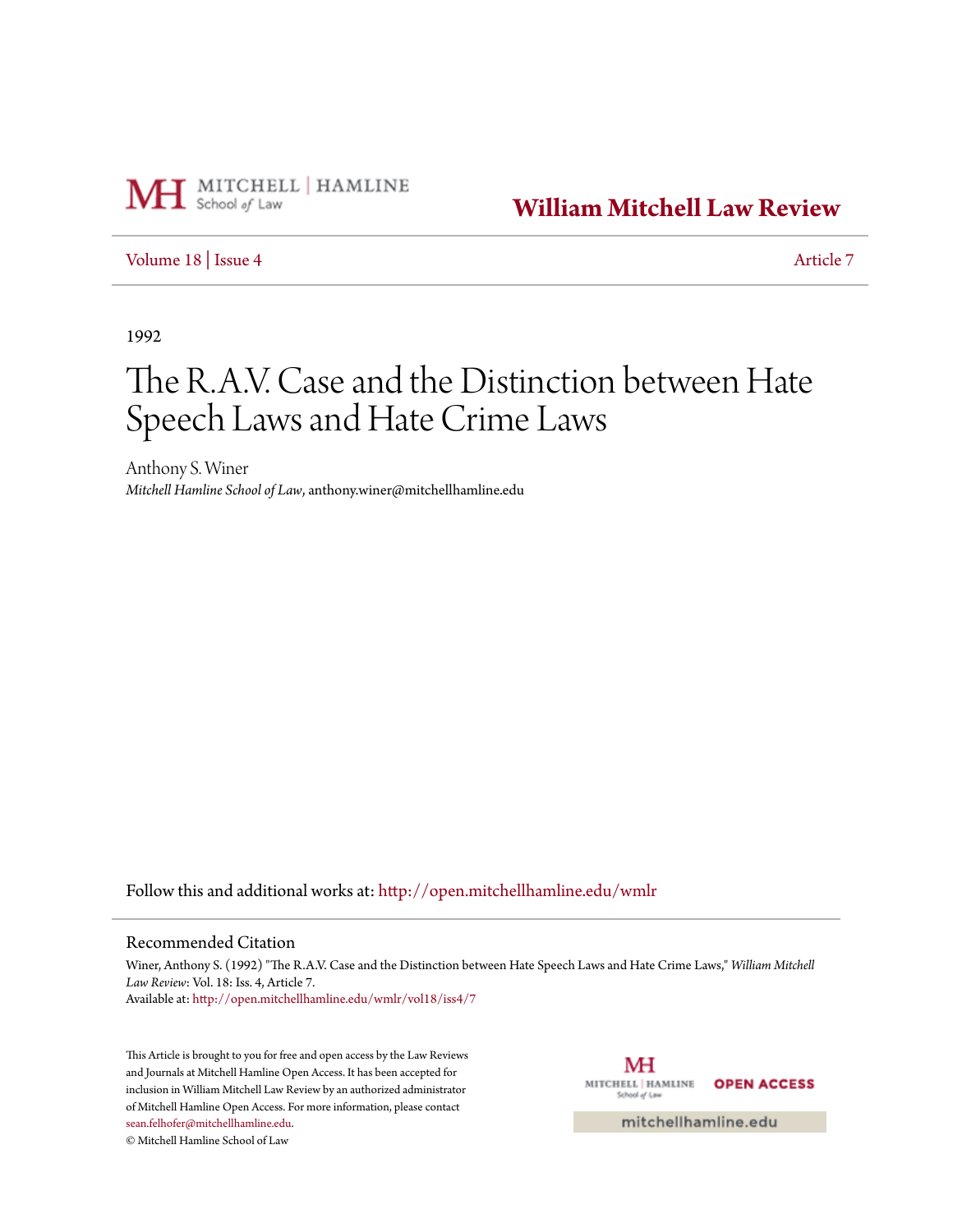MITCHELL | HAMLINE School of Law

**William Mitchell Law Review**

Volume 18 | Issue 4 Article 7

1992

# The R.A.V. Case and the Distinction between Hate Speech Laws and Hate Crime Laws

Anthony S. Winer

*Mitchell Hamline School of Law*, anthony.winer@mitchellhamline.edu

Follow this and additional works at: http://open.mitchellhamline.edu/wmlr

## Recommended Citation

Winer, Anthony S. (1992) "The R.A.V. Case and the Distinction between Hate Speech Laws and Hate Crime Laws," *William Mitchell Law Review*: Vol. 18: Iss. 4, Article 7.

Available at: http://open.mitchellhamline.edu/wmlr/vol18/iss4/7

This Article is brought to you for free and open access by the Law Reviews and Journals at Mitchell Hamline Open Access. It has been accepted for inclusion in William Mitchell Law Review by an authorized administrator of Mitchell Hamline Open Access. For more information, please contact sean.felhofer@mitchellhamline.edu.

© Mitchell Hamline School of Law

MITCHELL | HAMLINE School of Law OPEN ACCESS

mitchellhamline.edu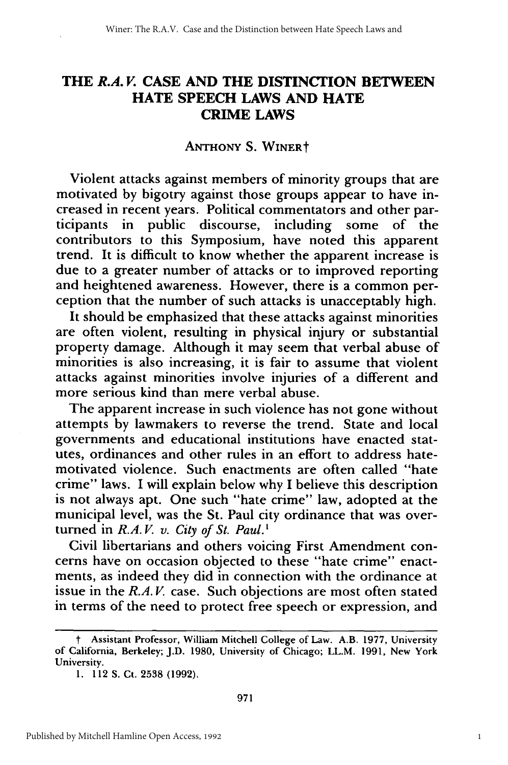# THE *R.A.V.* CASE AND THE DISTINCTION BETWEEN HATE SPEECH LAWS AND HATE CRIME LAWS

ANTHONY S. WINER†

Violent attacks against members of minority groups that are motivated by bigotry against those groups appear to have increased in recent years. Political commentators and other participants in public discourse, including some of the contributors to this Symposium, have noted this apparent trend. It is difficult to know whether the apparent increase is due to a greater number of attacks or to improved reporting and heightened awareness. However, there is a common perception that the number of such attacks is unacceptably high.

It should be emphasized that these attacks against minorities are often violent, resulting in physical injury or substantial property damage. Although it may seem that verbal abuse of minorities is also increasing, it is fair to assume that violent attacks against minorities involve injuries of a different and more serious kind than mere verbal abuse.

The apparent increase in such violence has not gone without attempts by lawmakers to reverse the trend. State and local governments and educational institutions have enacted statutes, ordinances and other rules in an effort to address hate-motivated violence. Such enactments are often called "hate crime" laws. I will explain below why I believe this description is not always apt. One such "hate crime" law, adopted at the municipal level, was the St. Paul city ordinance that was overturned in *R.A.V. v. City of St. Paul.*[1]

Civil libertarians and others voicing First Amendment concerns have on occasion objected to these "hate crime" enactments, as indeed they did in connection with the ordinance at issue in the *R.A.V.* case. Such objections are most often stated in terms of the need to protect free speech or expression, and

---

† Assistant Professor, William Mitchell College of Law. A.B. 1977, University of California, Berkeley; J.D. 1980, University of Chicago; LL.M. 1991, New York University.

1. 112 S. Ct. 2538 (1992).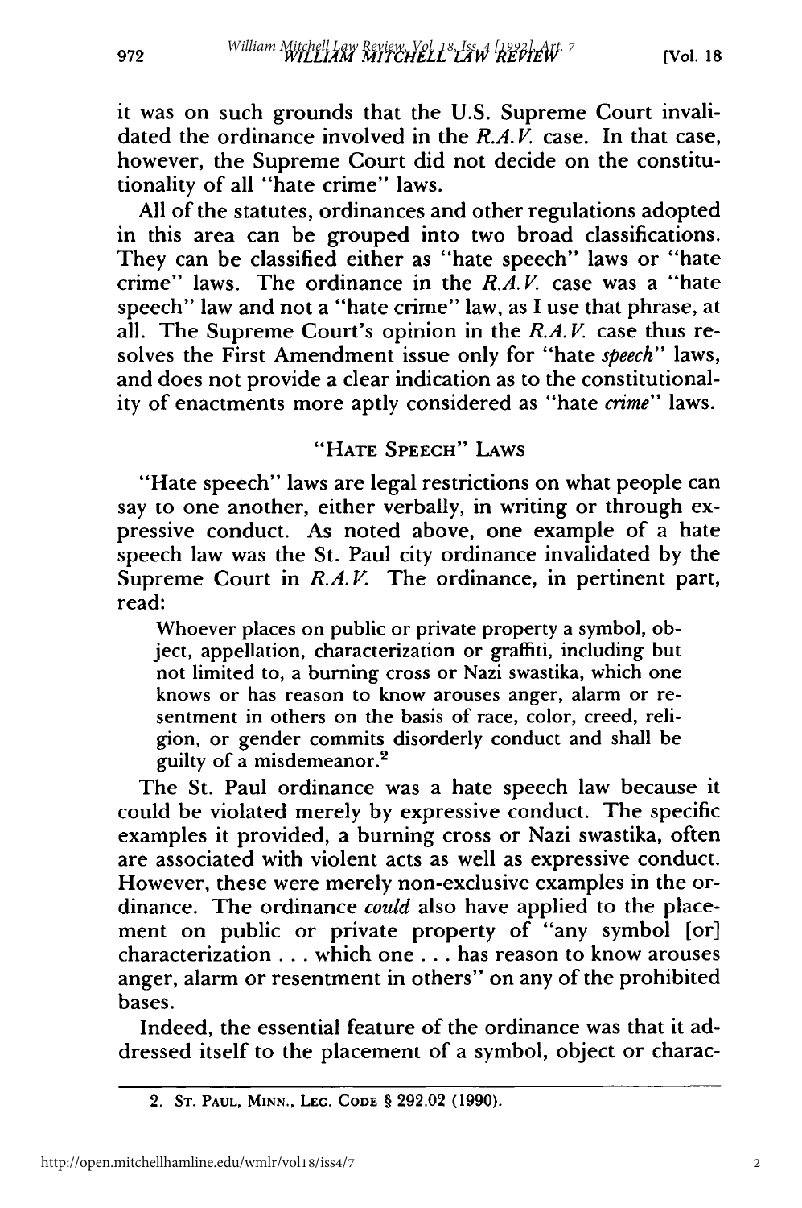it was on such grounds that the U.S. Supreme Court invalidated the ordinance involved in the *R.A.V.* case. In that case, however, the Supreme Court did not decide on the constitutionality of all "hate crime" laws.

All of the statutes, ordinances and other regulations adopted in this area can be grouped into two broad classifications. They can be classified either as "hate speech" laws or "hate crime" laws. The ordinance in the *R.A.V.* case was a "hate speech" law and not a "hate crime" law, as I use that phrase, at all. The Supreme Court's opinion in the *R.A.V.* case thus resolves the First Amendment issue only for "hate *speech*" laws, and does not provide a clear indication as to the constitutionality of enactments more aptly considered as "hate *crime*" laws.

## "Hate Speech" Laws

"Hate speech" laws are legal restrictions on what people can say to one another, either verbally, in writing or through expressive conduct. As noted above, one example of a hate speech law was the St. Paul city ordinance invalidated by the Supreme Court in *R.A.V.* The ordinance, in pertinent part, read:

> Whoever places on public or private property a symbol, object, appellation, characterization or graffiti, including but not limited to, a burning cross or Nazi swastika, which one knows or has reason to know arouses anger, alarm or resentment in others on the basis of race, color, creed, religion, or gender commits disorderly conduct and shall be guilty of a misdemeanor.[2]

The St. Paul ordinance was a hate speech law because it could be violated merely by expressive conduct. The specific examples it provided, a burning cross or Nazi swastika, often are associated with violent acts as well as expressive conduct. However, these were merely non-exclusive examples in the ordinance. The ordinance *could* also have applied to the placement on public or private property of "any symbol [or] characterization . . . which one . . . has reason to know arouses anger, alarm or resentment in others" on any of the prohibited bases.

Indeed, the essential feature of the ordinance was that it addressed itself to the placement of a symbol, object or charac-

2. St. Paul, Minn., Leg. Code § 292.02 (1990).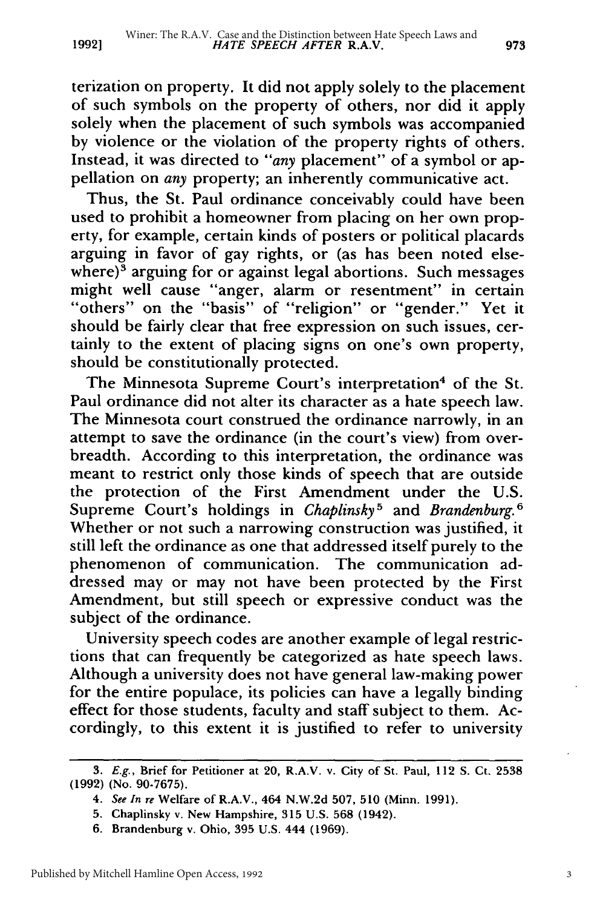terization on property. It did not apply solely to the placement of such symbols on the property of others, nor did it apply solely when the placement of such symbols was accompanied by violence or the violation of the property rights of others. Instead, it was directed to "*any* placement" of a symbol or appellation on *any* property; an inherently communicative act.

Thus, the St. Paul ordinance conceivably could have been used to prohibit a homeowner from placing on her own property, for example, certain kinds of posters or political placards arguing in favor of gay rights, or (as has been noted elsewhere)[3] arguing for or against legal abortions. Such messages might well cause "anger, alarm or resentment" in certain "others" on the "basis" of "religion" or "gender." Yet it should be fairly clear that free expression on such issues, certainly to the extent of placing signs on one's own property, should be constitutionally protected.

The Minnesota Supreme Court's interpretation[4] of the St. Paul ordinance did not alter its character as a hate speech law. The Minnesota court construed the ordinance narrowly, in an attempt to save the ordinance (in the court's view) from overbreadth. According to this interpretation, the ordinance was meant to restrict only those kinds of speech that are outside the protection of the First Amendment under the U.S. Supreme Court's holdings in *Chaplinsky*[5] and *Brandenburg.*[6] Whether or not such a narrowing construction was justified, it still left the ordinance as one that addressed itself purely to the phenomenon of communication. The communication addressed may or may not have been protected by the First Amendment, but still speech or expressive conduct was the subject of the ordinance.

University speech codes are another example of legal restrictions that can frequently be categorized as hate speech laws. Although a university does not have general law-making power for the entire populace, its policies can have a legally binding effect for those students, faculty and staff subject to them. Accordingly, to this extent it is justified to refer to university

---

3. *E.g.*, Brief for Petitioner at 20, R.A.V. v. City of St. Paul, 112 S. Ct. 2538 (1992) (No. 90-7675).

4. *See In re* Welfare of R.A.V., 464 N.W.2d 507, 510 (Minn. 1991).

5. Chaplinsky v. New Hampshire, 315 U.S. 568 (1942).

6. Brandenburg v. Ohio, 395 U.S. 444 (1969).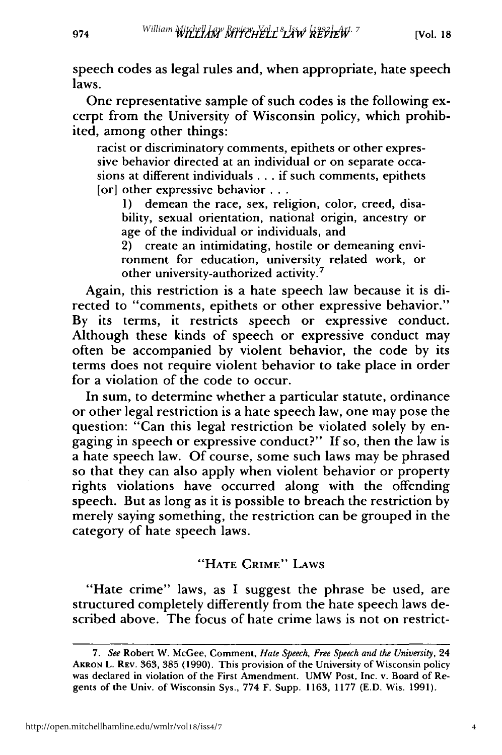speech codes as legal rules and, when appropriate, hate speech laws.

One representative sample of such codes is the following excerpt from the University of Wisconsin policy, which prohibited, among other things:

> racist or discriminatory comments, epithets or other expressive behavior directed at an individual or on separate occasions at different individuals . . . if such comments, epithets [or] other expressive behavior . . .
>
> 1) demean the race, sex, religion, color, creed, disability, sexual orientation, national origin, ancestry or age of the individual or individuals, and
>
> 2) create an intimidating, hostile or demeaning environment for education, university related work, or other university-authorized activity.[7]

Again, this restriction is a hate speech law because it is directed to "comments, epithets or other expressive behavior." By its terms, it restricts speech or expressive conduct. Although these kinds of speech or expressive conduct may often be accompanied by violent behavior, the code by its terms does not require violent behavior to take place in order for a violation of the code to occur.

In sum, to determine whether a particular statute, ordinance or other legal restriction is a hate speech law, one may pose the question: "Can this legal restriction be violated solely by engaging in speech or expressive conduct?" If so, then the law is a hate speech law. Of course, some such laws may be phrased so that they can also apply when violent behavior or property rights violations have occurred along with the offending speech. But as long as it is possible to breach the restriction by merely saying something, the restriction can be grouped in the category of hate speech laws.

## "Hate Crime" Laws

"Hate crime" laws, as I suggest the phrase be used, are structured completely differently from the hate speech laws described above. The focus of hate crime laws is not on restrict-

---

7. *See* Robert W. McGee, Comment, *Hate Speech, Free Speech and the University*, 24 Akron L. Rev. 363, 385 (1990). This provision of the University of Wisconsin policy was declared in violation of the First Amendment. UMW Post, Inc. v. Board of Regents of the Univ. of Wisconsin Sys., 774 F. Supp. 1163, 1177 (E.D. Wis. 1991).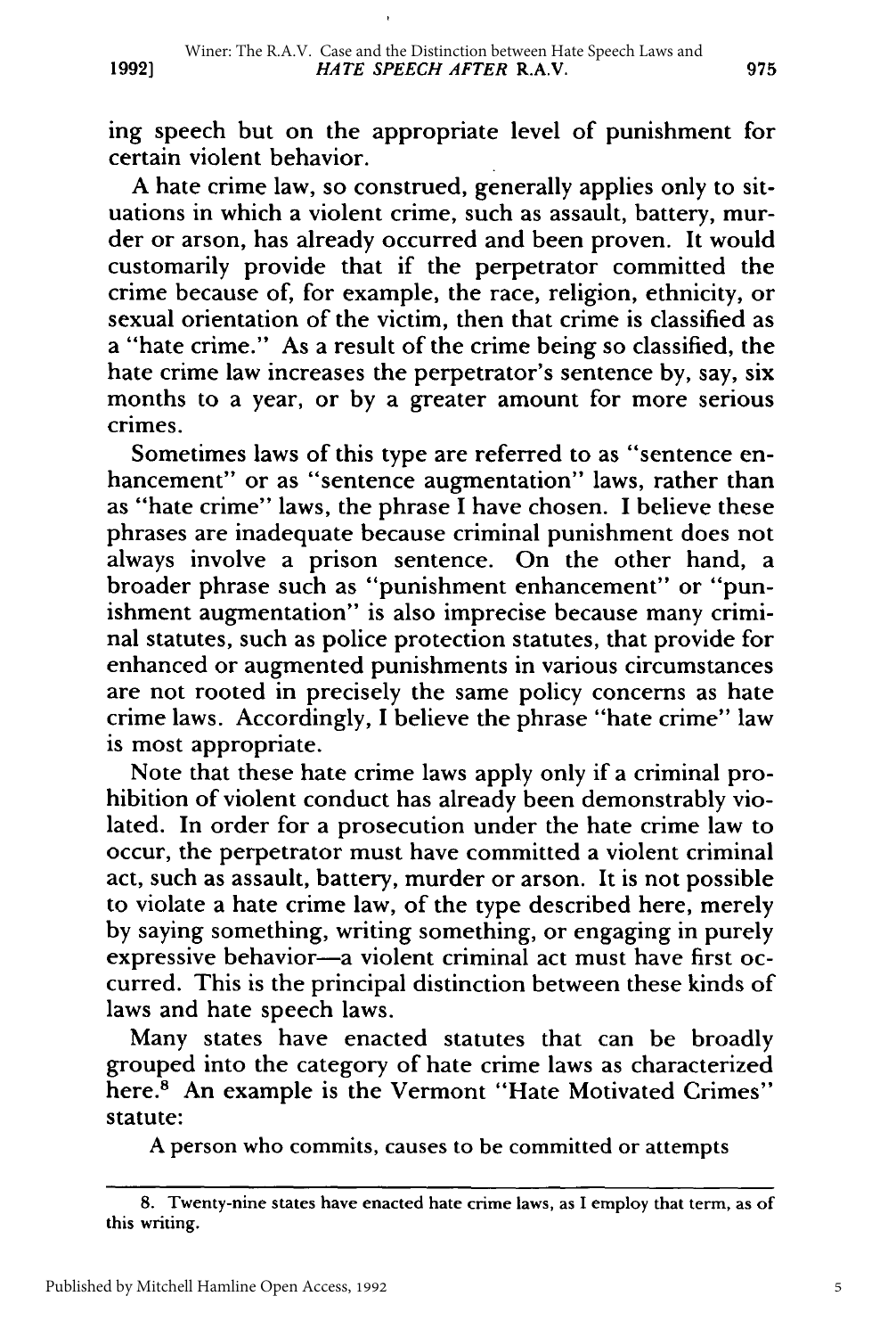ing speech but on the appropriate level of punishment for certain violent behavior.

A hate crime law, so construed, generally applies only to situations in which a violent crime, such as assault, battery, murder or arson, has already occurred and been proven. It would customarily provide that if the perpetrator committed the crime because of, for example, the race, religion, ethnicity, or sexual orientation of the victim, then that crime is classified as a "hate crime." As a result of the crime being so classified, the hate crime law increases the perpetrator's sentence by, say, six months to a year, or by a greater amount for more serious crimes.

Sometimes laws of this type are referred to as "sentence enhancement" or as "sentence augmentation" laws, rather than as "hate crime" laws, the phrase I have chosen. I believe these phrases are inadequate because criminal punishment does not always involve a prison sentence. On the other hand, a broader phrase such as "punishment enhancement" or "punishment augmentation" is also imprecise because many criminal statutes, such as police protection statutes, that provide for enhanced or augmented punishments in various circumstances are not rooted in precisely the same policy concerns as hate crime laws. Accordingly, I believe the phrase "hate crime" law is most appropriate.

Note that these hate crime laws apply only if a criminal prohibition of violent conduct has already been demonstrably violated. In order for a prosecution under the hate crime law to occur, the perpetrator must have committed a violent criminal act, such as assault, battery, murder or arson. It is not possible to violate a hate crime law, of the type described here, merely by saying something, writing something, or engaging in purely expressive behavior—a violent criminal act must have first occurred. This is the principal distinction between these kinds of laws and hate speech laws.

Many states have enacted statutes that can be broadly grouped into the category of hate crime laws as characterized here.[8] An example is the Vermont "Hate Motivated Crimes" statute:

> A person who commits, causes to be committed or attempts

---

8. Twenty-nine states have enacted hate crime laws, as I employ that term, as of this writing.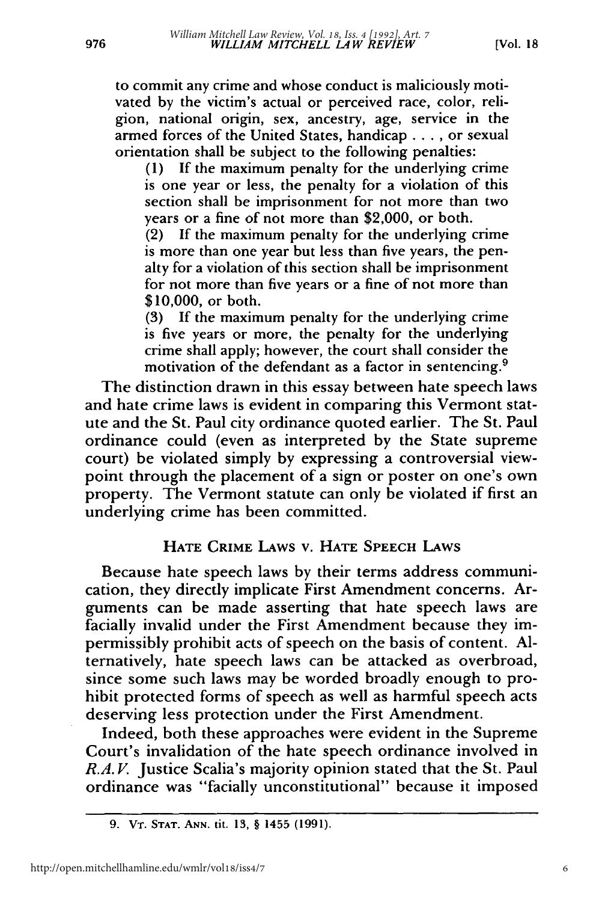to commit any crime and whose conduct is maliciously motivated by the victim's actual or perceived race, color, religion, national origin, sex, ancestry, age, service in the armed forces of the United States, handicap . . . , or sexual orientation shall be subject to the following penalties:

(1) If the maximum penalty for the underlying crime is one year or less, the penalty for a violation of this section shall be imprisonment for not more than two years or a fine of not more than $2,000, or both.

(2) If the maximum penalty for the underlying crime is more than one year but less than five years, the penalty for a violation of this section shall be imprisonment for not more than five years or a fine of not more than $10,000, or both.

(3) If the maximum penalty for the underlying crime is five years or more, the penalty for the underlying crime shall apply; however, the court shall consider the motivation of the defendant as a factor in sentencing.[9]

The distinction drawn in this essay between hate speech laws and hate crime laws is evident in comparing this Vermont statute and the St. Paul city ordinance quoted earlier. The St. Paul ordinance could (even as interpreted by the State supreme court) be violated simply by expressing a controversial viewpoint through the placement of a sign or poster on one's own property. The Vermont statute can only be violated if first an underlying crime has been committed.

## HATE CRIME LAWS v. HATE SPEECH LAWS

Because hate speech laws by their terms address communication, they directly implicate First Amendment concerns. Arguments can be made asserting that hate speech laws are facially invalid under the First Amendment because they impermissibly prohibit acts of speech on the basis of content. Alternatively, hate speech laws can be attacked as overbroad, since some such laws may be worded broadly enough to prohibit protected forms of speech as well as harmful speech acts deserving less protection under the First Amendment.

Indeed, both these approaches were evident in the Supreme Court's invalidation of the hate speech ordinance involved in *R.A.V.* Justice Scalia's majority opinion stated that the St. Paul ordinance was "facially unconstitutional" because it imposed

---

9. VT. STAT. ANN. tit. 13, § 1455 (1991).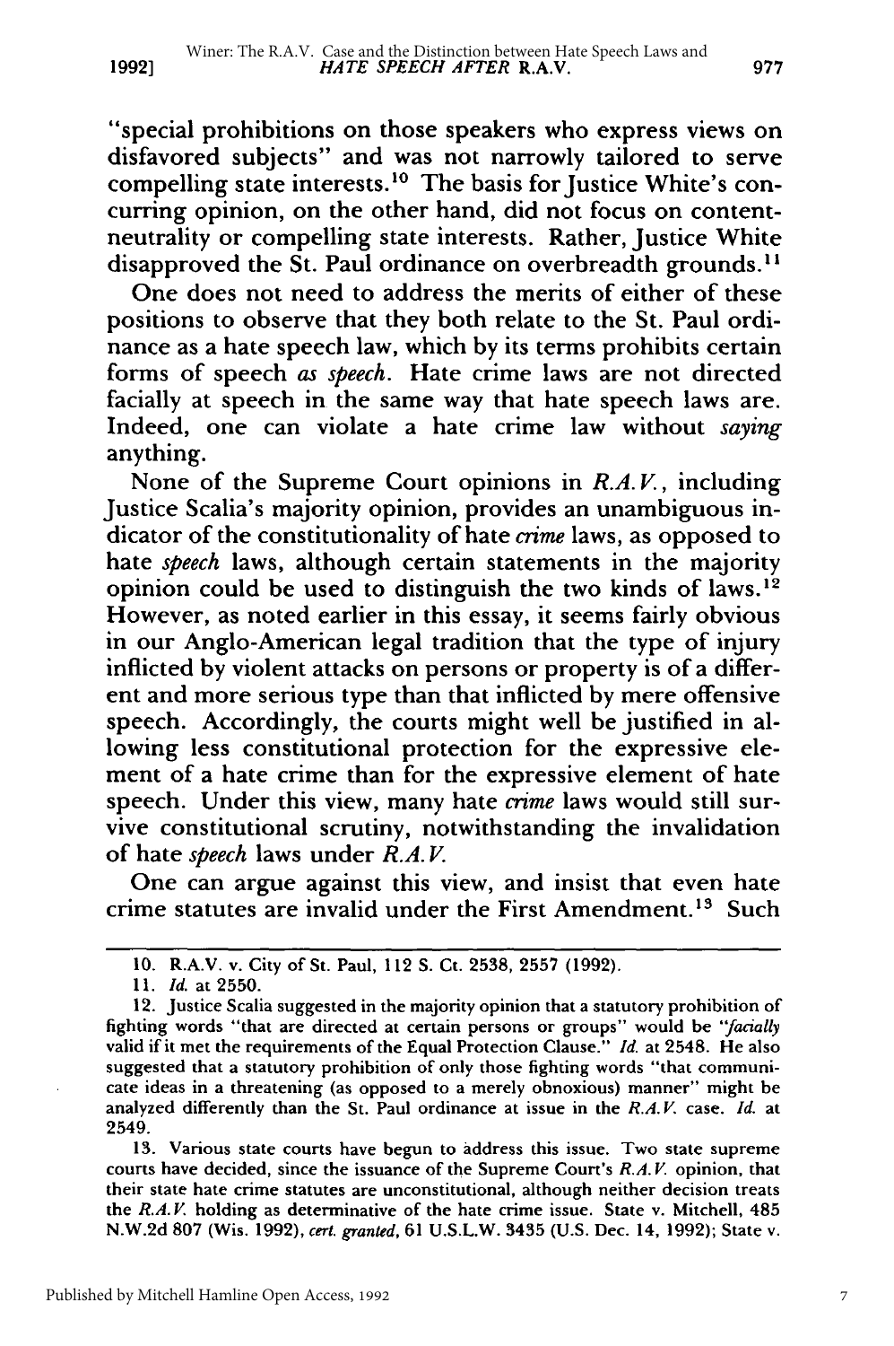"special prohibitions on those speakers who express views on disfavored subjects" and was not narrowly tailored to serve compelling state interests.[10] The basis for Justice White's concurring opinion, on the other hand, did not focus on content-neutrality or compelling state interests. Rather, Justice White disapproved the St. Paul ordinance on overbreadth grounds.[11]

One does not need to address the merits of either of these positions to observe that they both relate to the St. Paul ordinance as a hate speech law, which by its terms prohibits certain forms of speech *as speech*. Hate crime laws are not directed facially at speech in the same way that hate speech laws are. Indeed, one can violate a hate crime law without *saying* anything.

None of the Supreme Court opinions in *R.A.V.*, including Justice Scalia's majority opinion, provides an unambiguous indicator of the constitutionality of hate *crime* laws, as opposed to hate *speech* laws, although certain statements in the majority opinion could be used to distinguish the two kinds of laws.[12] However, as noted earlier in this essay, it seems fairly obvious in our Anglo-American legal tradition that the type of injury inflicted by violent attacks on persons or property is of a different and more serious type than that inflicted by mere offensive speech. Accordingly, the courts might well be justified in allowing less constitutional protection for the expressive element of a hate crime than for the expressive element of hate speech. Under this view, many hate *crime* laws would still survive constitutional scrutiny, notwithstanding the invalidation of hate *speech* laws under *R.A.V.*

One can argue against this view, and insist that even hate crime statutes are invalid under the First Amendment.[13] Such

---

10. R.A.V. v. City of St. Paul, 112 S. Ct. 2538, 2557 (1992).

11. *Id.* at 2550.

12. Justice Scalia suggested in the majority opinion that a statutory prohibition of fighting words "that are directed at certain persons or groups" would be "*facially* valid if it met the requirements of the Equal Protection Clause." *Id.* at 2548. He also suggested that a statutory prohibition of only those fighting words "that communicate ideas in a threatening (as opposed to a merely obnoxious) manner" might be analyzed differently than the St. Paul ordinance at issue in the *R.A.V.* case. *Id.* at 2549.

13. Various state courts have begun to address this issue. Two state supreme courts have decided, since the issuance of the Supreme Court's *R.A.V.* opinion, that their state hate crime statutes are unconstitutional, although neither decision treats the *R.A.V.* holding as determinative of the hate crime issue. State v. Mitchell, 485 N.W.2d 807 (Wis. 1992), *cert. granted*, 61 U.S.L.W. 3435 (U.S. Dec. 14, 1992); State v.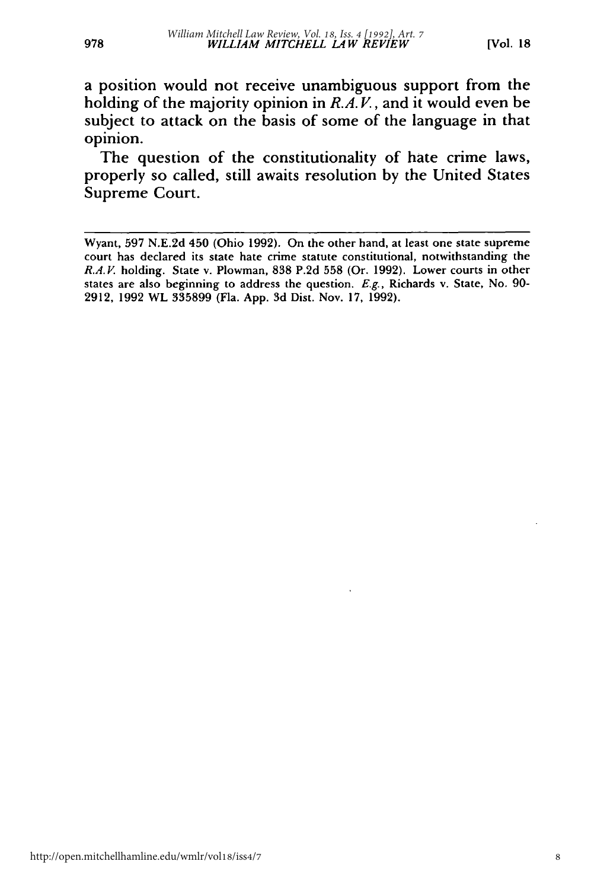a position would not receive unambiguous support from the holding of the majority opinion in *R.A.V.*, and it would even be subject to attack on the basis of some of the language in that opinion.

The question of the constitutionality of hate crime laws, properly so called, still awaits resolution by the United States Supreme Court.

---

Wyant, 597 N.E.2d 450 (Ohio 1992). On the other hand, at least one state supreme court has declared its state hate crime statute constitutional, notwithstanding the *R.A.V.* holding. State v. Plowman, 838 P.2d 558 (Or. 1992). Lower courts in other states are also beginning to address the question. *E.g.*, Richards v. State, No. 90-2912, 1992 WL 335899 (Fla. App. 3d Dist. Nov. 17, 1992).